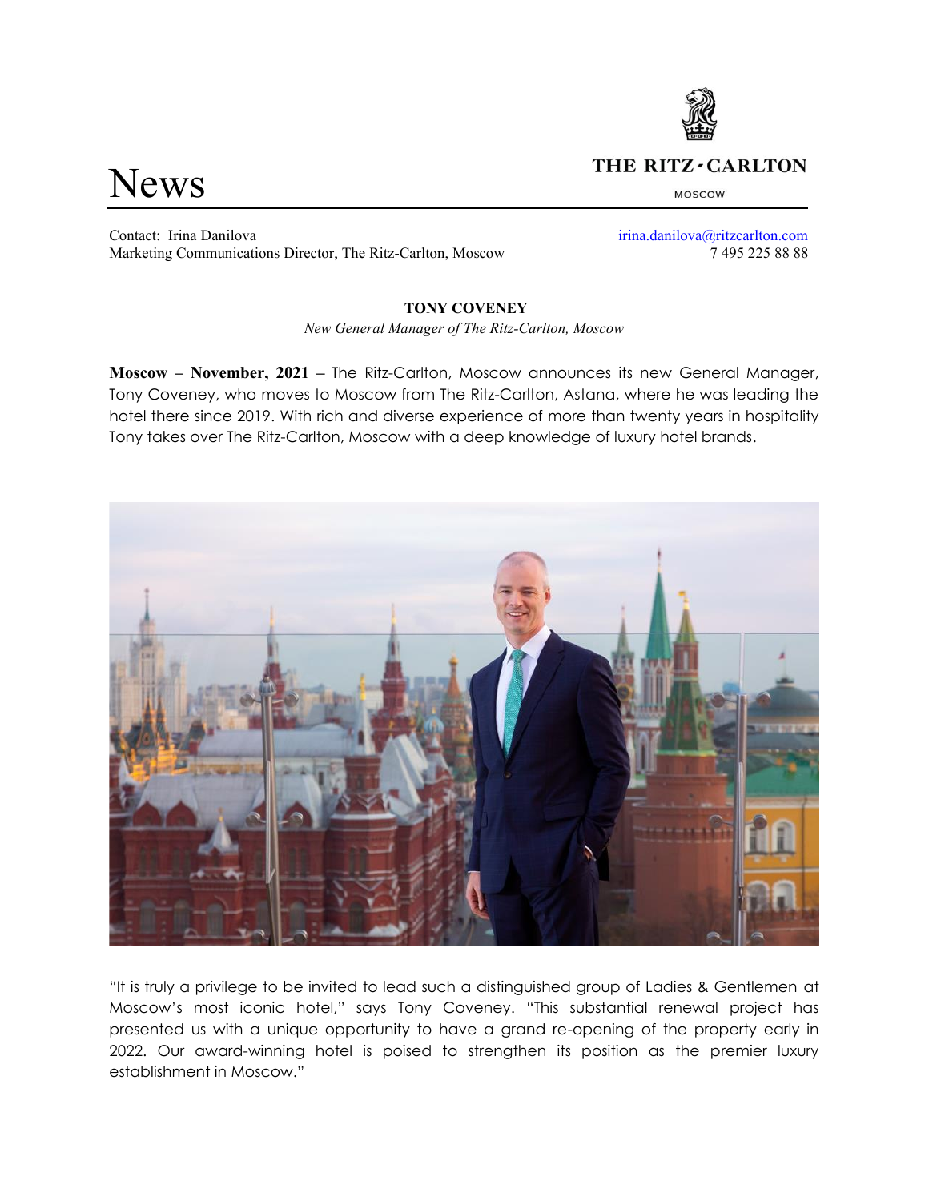# News

THE RITZ-CARLTON

MOSCOW

Contact: Irina Danilova
Marketing Communications Director, The Ritz-Carlton, Moscow

irina.danilova@ritzcarlton.com
7 495 225 88 88

**TONY COVENEY**

*New General Manager of The Ritz-Carlton, Moscow*

**Moscow – November, 2021** – The Ritz-Carlton, Moscow announces its new General Manager, Tony Coveney, who moves to Moscow from The Ritz-Carlton, Astana, where he was leading the hotel there since 2019. With rich and diverse experience of more than twenty years in hospitality Tony takes over The Ritz-Carlton, Moscow with a deep knowledge of luxury hotel brands.

"It is truly a privilege to be invited to lead such a distinguished group of Ladies & Gentlemen at Moscow's most iconic hotel," says Tony Coveney. "This substantial renewal project has presented us with a unique opportunity to have a grand re-opening of the property early in 2022. Our award-winning hotel is poised to strengthen its position as the premier luxury establishment in Moscow."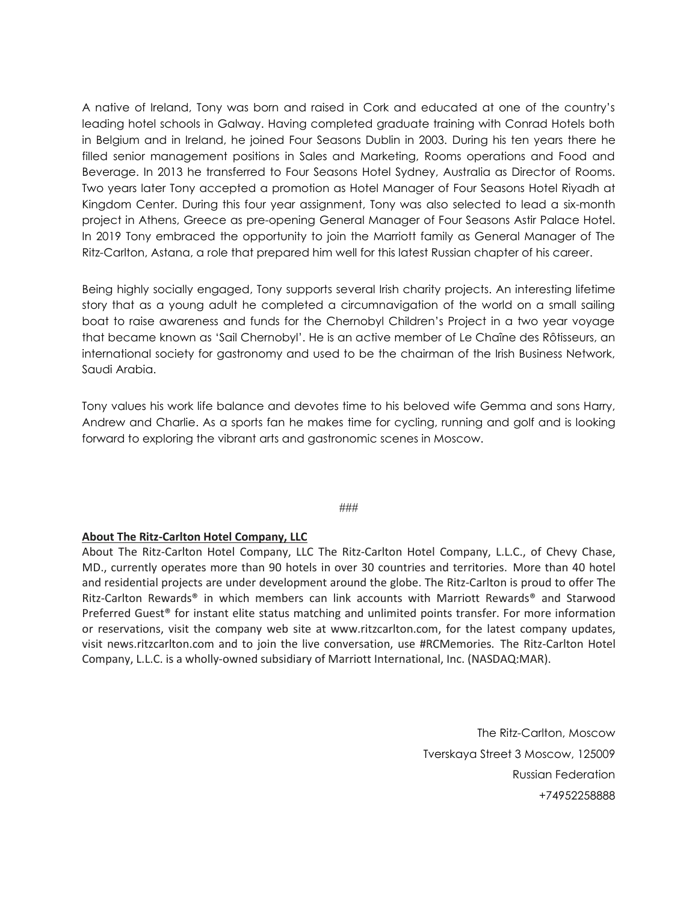A native of Ireland, Tony was born and raised in Cork and educated at one of the country's leading hotel schools in Galway. Having completed graduate training with Conrad Hotels both in Belgium and in Ireland, he joined Four Seasons Dublin in 2003. During his ten years there he filled senior management positions in Sales and Marketing, Rooms operations and Food and Beverage. In 2013 he transferred to Four Seasons Hotel Sydney, Australia as Director of Rooms. Two years later Tony accepted a promotion as Hotel Manager of Four Seasons Hotel Riyadh at Kingdom Center. During this four year assignment, Tony was also selected to lead a six-month project in Athens, Greece as pre-opening General Manager of Four Seasons Astir Palace Hotel. In 2019 Tony embraced the opportunity to join the Marriott family as General Manager of The Ritz-Carlton, Astana, a role that prepared him well for this latest Russian chapter of his career.

Being highly socially engaged, Tony supports several Irish charity projects. An interesting lifetime story that as a young adult he completed a circumnavigation of the world on a small sailing boat to raise awareness and funds for the Chernobyl Children's Project in a two year voyage that became known as 'Sail Chernobyl'. He is an active member of Le Chaîne des Rôtisseurs, an international society for gastronomy and used to be the chairman of the Irish Business Network, Saudi Arabia.

Tony values his work life balance and devotes time to his beloved wife Gemma and sons Harry, Andrew and Charlie. As a sports fan he makes time for cycling, running and golf and is looking forward to exploring the vibrant arts and gastronomic scenes in Moscow.

###

**About The Ritz-Carlton Hotel Company, LLC**

About The Ritz-Carlton Hotel Company, LLC The Ritz-Carlton Hotel Company, L.L.C., of Chevy Chase, MD., currently operates more than 90 hotels in over 30 countries and territories. More than 40 hotel and residential projects are under development around the globe. The Ritz-Carlton is proud to offer The Ritz-Carlton Rewards® in which members can link accounts with Marriott Rewards® and Starwood Preferred Guest® for instant elite status matching and unlimited points transfer. For more information or reservations, visit the company web site at www.ritzcarlton.com, for the latest company updates, visit news.ritzcarlton.com and to join the live conversation, use #RCMemories. The Ritz-Carlton Hotel Company, L.L.C. is a wholly-owned subsidiary of Marriott International, Inc. (NASDAQ:MAR).

The Ritz-Carlton, Moscow
Tverskaya Street 3 Moscow, 125009
Russian Federation
+74952258888